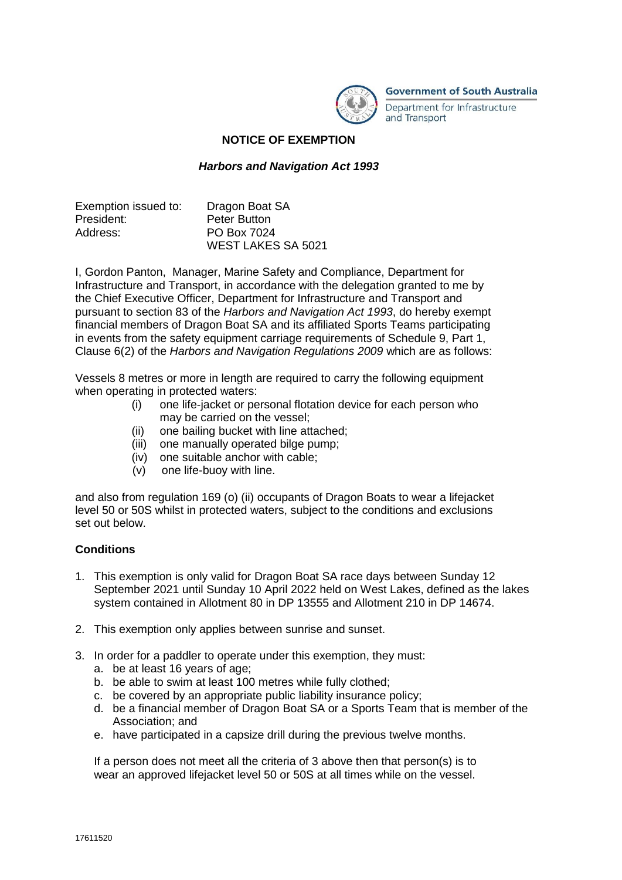Government of South Australia

Department for Infrastructure and Transport

**NOTICE OF EXEMPTION**

***Harbors and Navigation Act 1993***

| | |
|---|---|
| Exemption issued to: | Dragon Boat SA |
| President: | Peter Button |
| Address: | PO Box 7024<br>WEST LAKES SA 5021 |

I, Gordon Panton, Manager, Marine Safety and Compliance, Department for Infrastructure and Transport, in accordance with the delegation granted to me by the Chief Executive Officer, Department for Infrastructure and Transport and pursuant to section 83 of the *Harbors and Navigation Act 1993*, do hereby exempt financial members of Dragon Boat SA and its affiliated Sports Teams participating in events from the safety equipment carriage requirements of Schedule 9, Part 1, Clause 6(2) of the *Harbors and Navigation Regulations 2009* which are as follows:

Vessels 8 metres or more in length are required to carry the following equipment when operating in protected waters:

- (i) one life-jacket or personal flotation device for each person who may be carried on the vessel;
- (ii) one bailing bucket with line attached;
- (iii) one manually operated bilge pump;
- (iv) one suitable anchor with cable;
- (v) one life-buoy with line.

and also from regulation 169 (o) (ii) occupants of Dragon Boats to wear a lifejacket level 50 or 50S whilst in protected waters, subject to the conditions and exclusions set out below.

**Conditions**

1. This exemption is only valid for Dragon Boat SA race days between Sunday 12 September 2021 until Sunday 10 April 2022 held on West Lakes, defined as the lakes system contained in Allotment 80 in DP 13555 and Allotment 210 in DP 14674.

2. This exemption only applies between sunrise and sunset.

3. In order for a paddler to operate under this exemption, they must:
   a. be at least 16 years of age;
   b. be able to swim at least 100 metres while fully clothed;
   c. be covered by an appropriate public liability insurance policy;
   d. be a financial member of Dragon Boat SA or a Sports Team that is member of the Association; and
   e. have participated in a capsize drill during the previous twelve months.

   If a person does not meet all the criteria of 3 above then that person(s) is to wear an approved lifejacket level 50 or 50S at all times while on the vessel.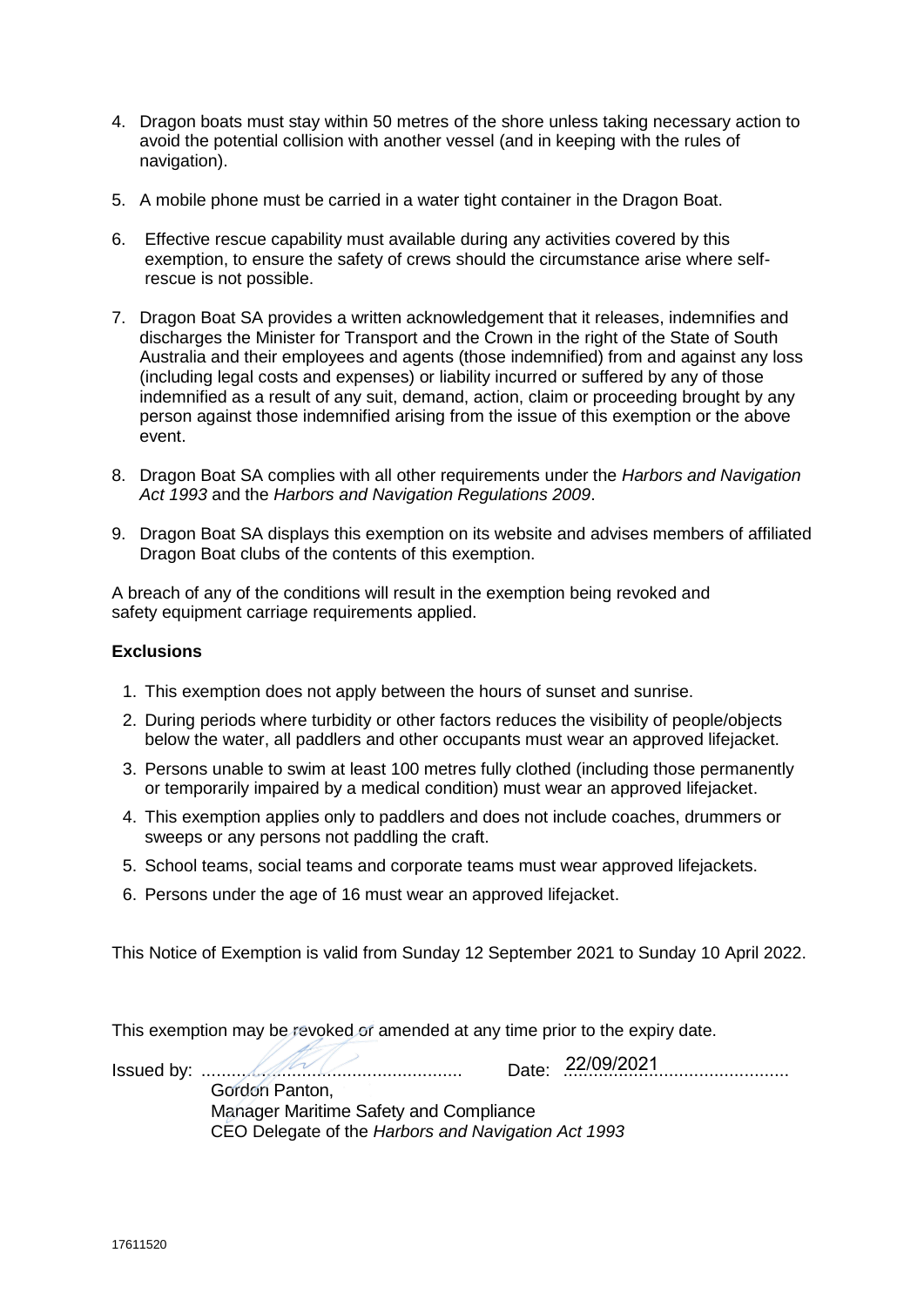4. Dragon boats must stay within 50 metres of the shore unless taking necessary action to avoid the potential collision with another vessel (and in keeping with the rules of navigation).

5. A mobile phone must be carried in a water tight container in the Dragon Boat.

6. Effective rescue capability must available during any activities covered by this exemption, to ensure the safety of crews should the circumstance arise where self-rescue is not possible.

7. Dragon Boat SA provides a written acknowledgement that it releases, indemnifies and discharges the Minister for Transport and the Crown in the right of the State of South Australia and their employees and agents (those indemnified) from and against any loss (including legal costs and expenses) or liability incurred or suffered by any of those indemnified as a result of any suit, demand, action, claim or proceeding brought by any person against those indemnified arising from the issue of this exemption or the above event.

8. Dragon Boat SA complies with all other requirements under the *Harbors and Navigation Act 1993* and the *Harbors and Navigation Regulations 2009*.

9. Dragon Boat SA displays this exemption on its website and advises members of affiliated Dragon Boat clubs of the contents of this exemption.

A breach of any of the conditions will result in the exemption being revoked and safety equipment carriage requirements applied.

**Exclusions**

1. This exemption does not apply between the hours of sunset and sunrise.
2. During periods where turbidity or other factors reduces the visibility of people/objects below the water, all paddlers and other occupants must wear an approved lifejacket.
3. Persons unable to swim at least 100 metres fully clothed (including those permanently or temporarily impaired by a medical condition) must wear an approved lifejacket.
4. This exemption applies only to paddlers and does not include coaches, drummers or sweeps or any persons not paddling the craft.
5. School teams, social teams and corporate teams must wear approved lifejackets.
6. Persons under the age of 16 must wear an approved lifejacket.

This Notice of Exemption is valid from Sunday 12 September 2021 to Sunday 10 April 2022.

This exemption may be revoked or amended at any time prior to the expiry date.

Issued by: ................................................ Date: 22/09/2021

Gordon Panton,
Manager Maritime Safety and Compliance
CEO Delegate of the *Harbors and Navigation Act 1993*

17611520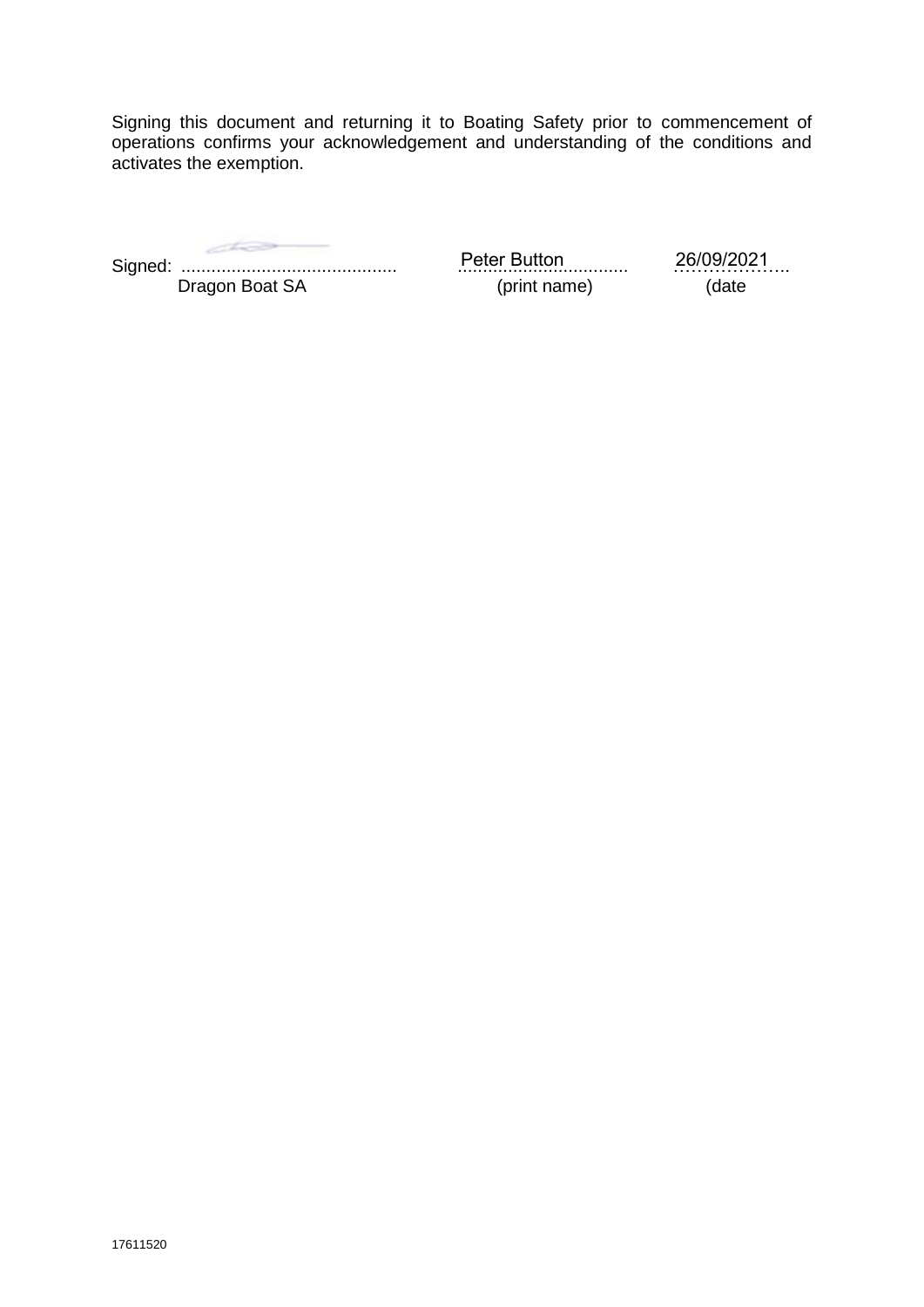Signing this document and returning it to Boating Safety prior to commencement of operations confirms your acknowledgement and understanding of the conditions and activates the exemption.

Signed: ........................................... Peter Button ................................. 26/09/2021 ………………..

Dragon Boat SA (print name) (date

17611520